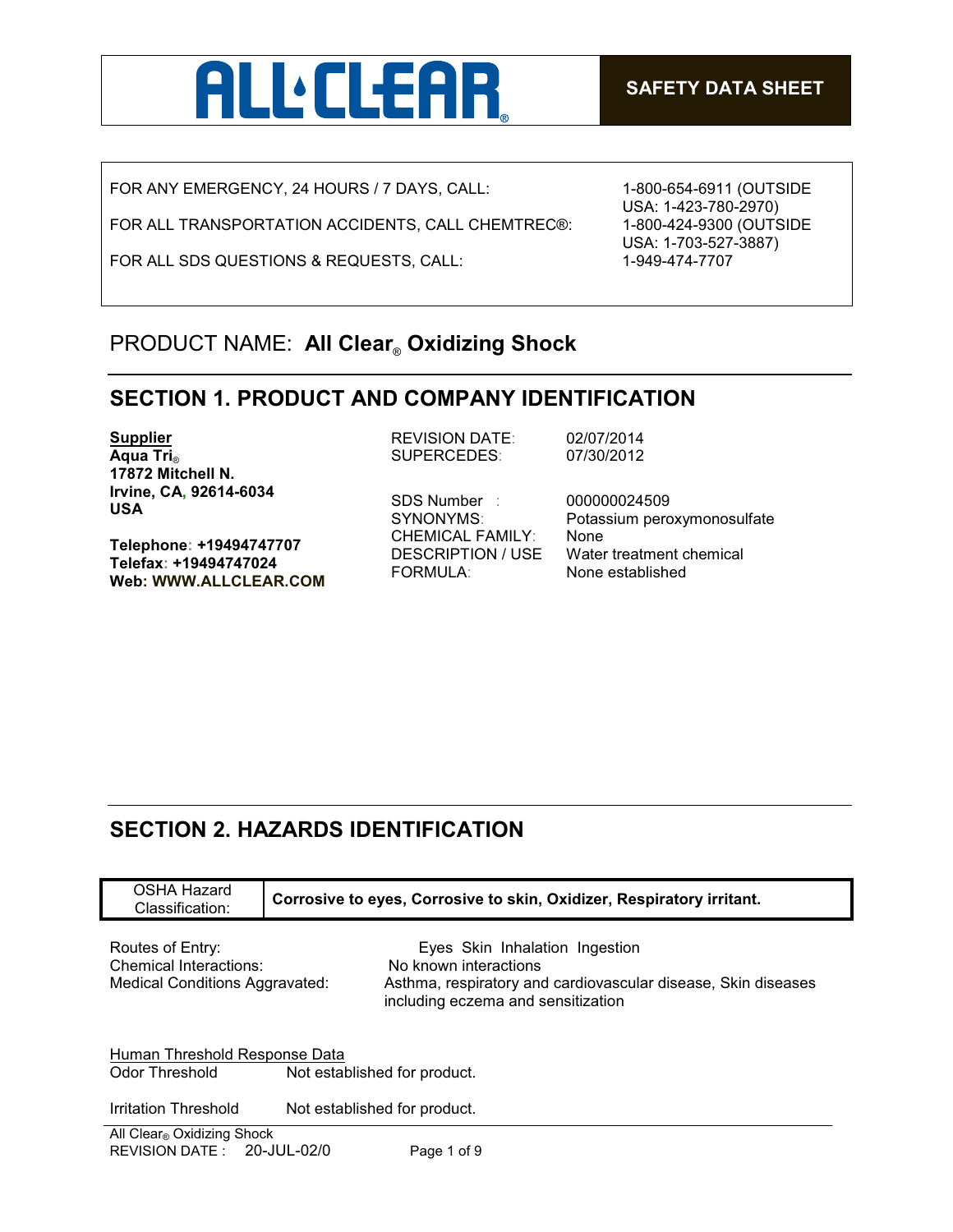ALL CLEAR®

**SAFETY DATA SHEET**

| | |
|---|---|
| FOR ANY EMERGENCY, 24 HOURS / 7 DAYS, CALL: | 1-800-654-6911 (OUTSIDE USA: 1-423-780-2970) |
| FOR ALL TRANSPORTATION ACCIDENTS, CALL CHEMTREC®: | 1-800-424-9300 (OUTSIDE USA: 1-703-527-3887) |
| FOR ALL SDS QUESTIONS & REQUESTS, CALL: | 1-949-474-7707 |

PRODUCT NAME: **All Clear® Oxidizing Shock**

## SECTION 1. PRODUCT AND COMPANY IDENTIFICATION

**Supplier**
**Aqua Tri®**
**17872 Mitchell N.**
**Irvine, CA, 92614-6034**
**USA**

**Telephone: +19494747707**
**Telefax: +19494747024**
**Web: WWW.ALLCLEAR.COM**

REVISION DATE: 02/07/2014
SUPERCEDES: 07/30/2012

SDS Number : 000000024509
SYNONYMS: Potassium peroxymonosulfate
CHEMICAL FAMILY: None
DESCRIPTION / USE Water treatment chemical
FORMULA: None established

## SECTION 2. HAZARDS IDENTIFICATION

| OSHA Hazard Classification: | **Corrosive to eyes, Corrosive to skin, Oxidizer, Respiratory irritant.** |
|---|---|

Routes of Entry: Eyes Skin Inhalation Ingestion
Chemical Interactions: No known interactions
Medical Conditions Aggravated: Asthma, respiratory and cardiovascular disease, Skin diseases including eczema and sensitization

Human Threshold Response Data
Odor Threshold Not established for product.

Irritation Threshold Not established for product.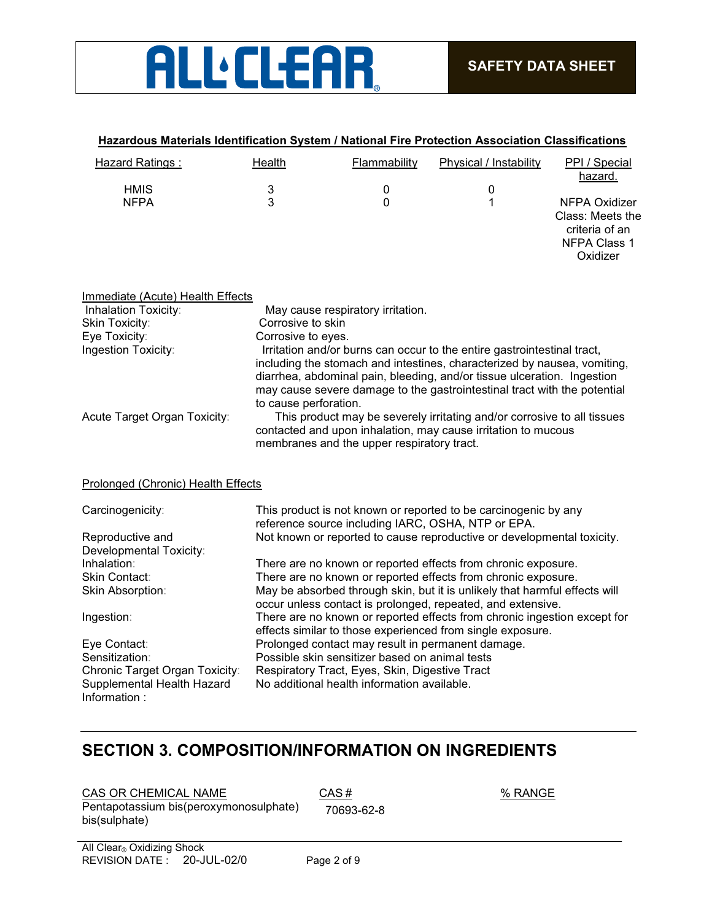**Hazardous Materials Identification System / National Fire Protection Association Classifications**

| Hazard Ratings : | Health | Flammability | Physical / Instability | PPI / Special hazard. |
|---|---|---|---|---|
| HMIS | 3 | 0 | 0 | |
| NFPA | 3 | 0 | 1 | NFPA Oxidizer Class: Meets the criteria of an NFPA Class 1 Oxidizer |

Immediate (Acute) Health Effects

| | |
|---|---|
| Inhalation Toxicity: | May cause respiratory irritation. |
| Skin Toxicity: | Corrosive to skin |
| Eye Toxicity: | Corrosive to eyes. |
| Ingestion Toxicity: | Irritation and/or burns can occur to the entire gastrointestinal tract, including the stomach and intestines, characterized by nausea, vomiting, diarrhea, abdominal pain, bleeding, and/or tissue ulceration. Ingestion may cause severe damage to the gastrointestinal tract with the potential to cause perforation. |
| Acute Target Organ Toxicity: | This product may be severely irritating and/or corrosive to all tissues contacted and upon inhalation, may cause irritation to mucous membranes and the upper respiratory tract. |

Prolonged (Chronic) Health Effects

| | |
|---|---|
| Carcinogenicity: | This product is not known or reported to be carcinogenic by any reference source including IARC, OSHA, NTP or EPA. |
| Reproductive and Developmental Toxicity: | Not known or reported to cause reproductive or developmental toxicity. |
| Inhalation: | There are no known or reported effects from chronic exposure. |
| Skin Contact: | There are no known or reported effects from chronic exposure. |
| Skin Absorption: | May be absorbed through skin, but it is unlikely that harmful effects will occur unless contact is prolonged, repeated, and extensive. |
| Ingestion: | There are no known or reported effects from chronic ingestion except for effects similar to those experienced from single exposure. |
| Eye Contact: | Prolonged contact may result in permanent damage. |
| Sensitization: | Possible skin sensitizer based on animal tests |
| Chronic Target Organ Toxicity: | Respiratory Tract, Eyes, Skin, Digestive Tract |
| Supplemental Health Hazard Information : | No additional health information available. |

## SECTION 3. COMPOSITION/INFORMATION ON INGREDIENTS

| CAS OR CHEMICAL NAME | CAS # | % RANGE |
|---|---|---|
| Pentapotassium bis(peroxymonosulphate) bis(sulphate) | 70693-62-8 | |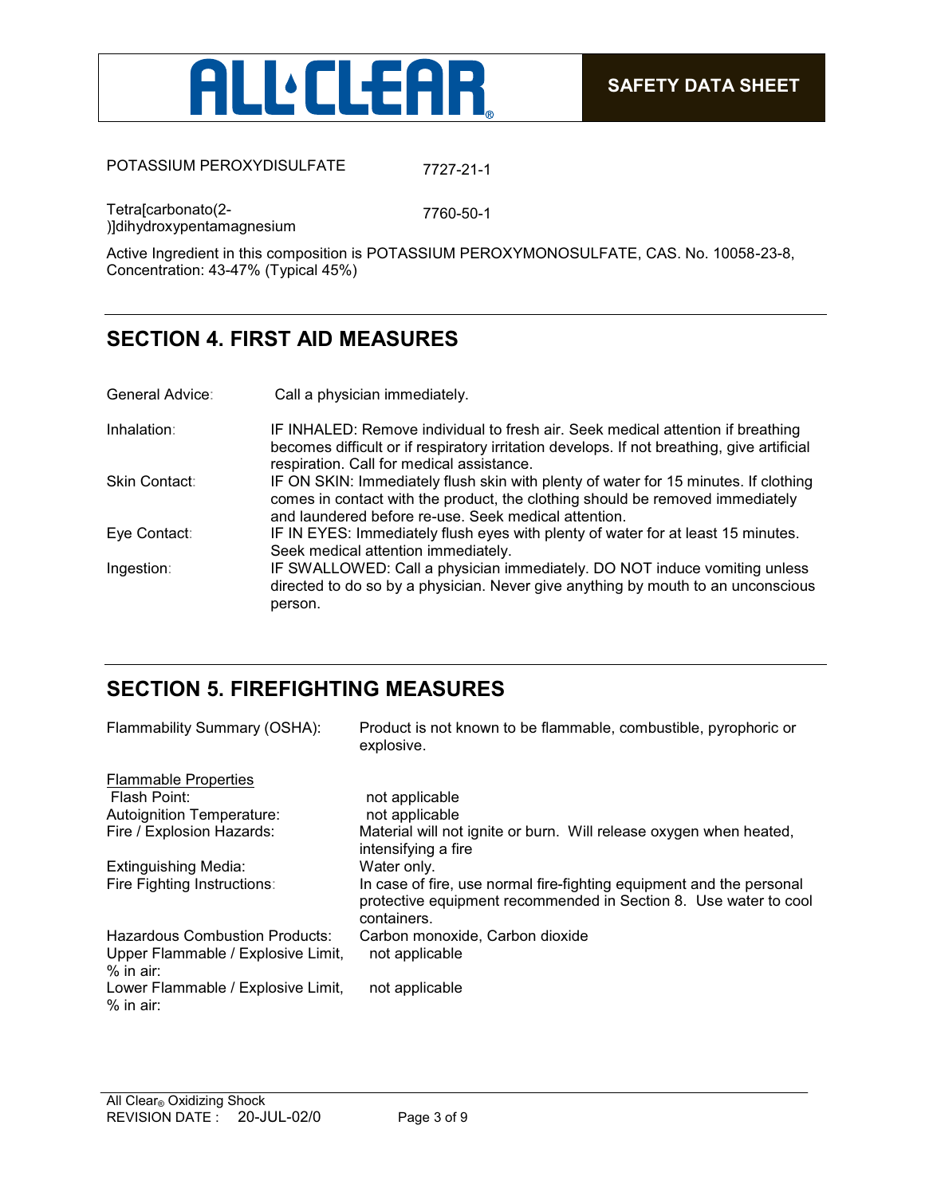| | |
|---|---|
| POTASSIUM PEROXYDISULFATE | 7727-21-1 |
| Tetra[carbonato(2-)]dihydroxypentamagnesium | 7760-50-1 |

Active Ingredient in this composition is POTASSIUM PEROXYMONOSULFATE, CAS. No. 10058-23-8, Concentration: 43-47% (Typical 45%)

## SECTION 4. FIRST AID MEASURES

| | |
|---|---|
| General Advice: | Call a physician immediately. |
| Inhalation: | IF INHALED: Remove individual to fresh air. Seek medical attention if breathing becomes difficult or if respiratory irritation develops. If not breathing, give artificial respiration. Call for medical assistance. |
| Skin Contact: | IF ON SKIN: Immediately flush skin with plenty of water for 15 minutes. If clothing comes in contact with the product, the clothing should be removed immediately and laundered before re-use. Seek medical attention. |
| Eye Contact: | IF IN EYES: Immediately flush eyes with plenty of water for at least 15 minutes. Seek medical attention immediately. |
| Ingestion: | IF SWALLOWED: Call a physician immediately. DO NOT induce vomiting unless directed to do so by a physician. Never give anything by mouth to an unconscious person. |

## SECTION 5. FIREFIGHTING MEASURES

| | |
|---|---|
| Flammability Summary (OSHA): | Product is not known to be flammable, combustible, pyrophoric or explosive. |
| Flammable Properties | |
| Flash Point: | not applicable |
| Autoignition Temperature: | not applicable |
| Fire / Explosion Hazards: | Material will not ignite or burn. Will release oxygen when heated, intensifying a fire |
| Extinguishing Media: | Water only. |
| Fire Fighting Instructions: | In case of fire, use normal fire-fighting equipment and the personal protective equipment recommended in Section 8. Use water to cool containers. |
| Hazardous Combustion Products: | Carbon monoxide, Carbon dioxide |
| Upper Flammable / Explosive Limit, % in air: | not applicable |
| Lower Flammable / Explosive Limit, % in air: | not applicable |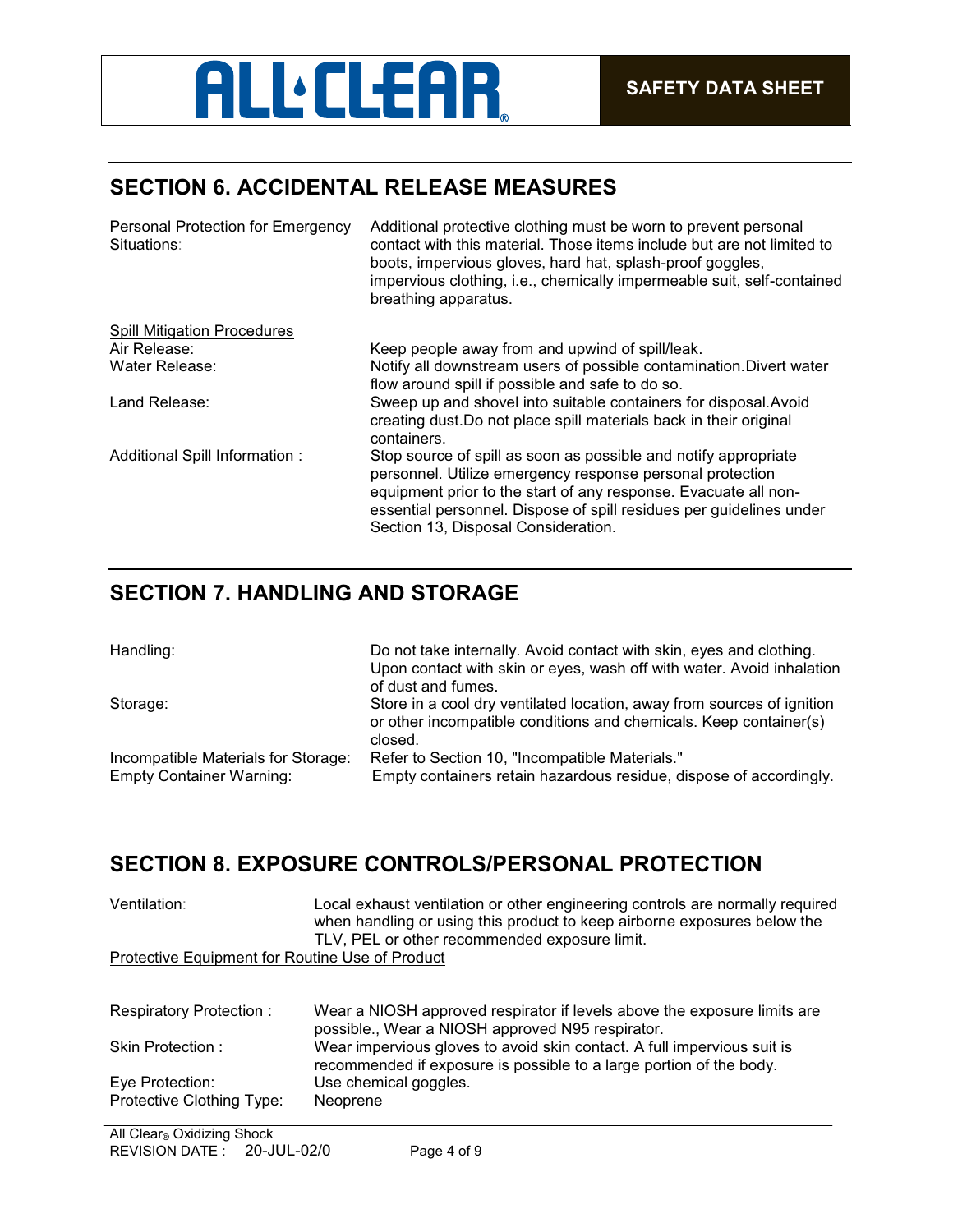## SECTION 6. ACCIDENTAL RELEASE MEASURES

| | |
|---|---|
| Personal Protection for Emergency Situations: | Additional protective clothing must be worn to prevent personal contact with this material. Those items include but are not limited to boots, impervious gloves, hard hat, splash-proof goggles, impervious clothing, i.e., chemically impermeable suit, self-contained breathing apparatus. |

<u>Spill Mitigation Procedures</u>

| | |
|---|---|
| Air Release: | Keep people away from and upwind of spill/leak. |
| Water Release: | Notify all downstream users of possible contamination.Divert water flow around spill if possible and safe to do so. |
| Land Release: | Sweep up and shovel into suitable containers for disposal.Avoid creating dust.Do not place spill materials back in their original containers. |
| Additional Spill Information : | Stop source of spill as soon as possible and notify appropriate personnel. Utilize emergency response personal protection equipment prior to the start of any response. Evacuate all non-essential personnel. Dispose of spill residues per guidelines under Section 13, Disposal Consideration. |

## SECTION 7. HANDLING AND STORAGE

| | |
|---|---|
| Handling: | Do not take internally. Avoid contact with skin, eyes and clothing. Upon contact with skin or eyes, wash off with water. Avoid inhalation of dust and fumes. |
| Storage: | Store in a cool dry ventilated location, away from sources of ignition or other incompatible conditions and chemicals. Keep container(s) closed. |
| Incompatible Materials for Storage: | Refer to Section 10, "Incompatible Materials." |
| Empty Container Warning: | Empty containers retain hazardous residue, dispose of accordingly. |

## SECTION 8. EXPOSURE CONTROLS/PERSONAL PROTECTION

| | |
|---|---|
| Ventilation: | Local exhaust ventilation or other engineering controls are normally required when handling or using this product to keep airborne exposures below the TLV, PEL or other recommended exposure limit. |

<u>Protective Equipment for Routine Use of Product</u>

| | |
|---|---|
| Respiratory Protection : | Wear a NIOSH approved respirator if levels above the exposure limits are possible., Wear a NIOSH approved N95 respirator. |
| Skin Protection : | Wear impervious gloves to avoid skin contact. A full impervious suit is recommended if exposure is possible to a large portion of the body. |
| Eye Protection: | Use chemical goggles. |
| Protective Clothing Type: | Neoprene |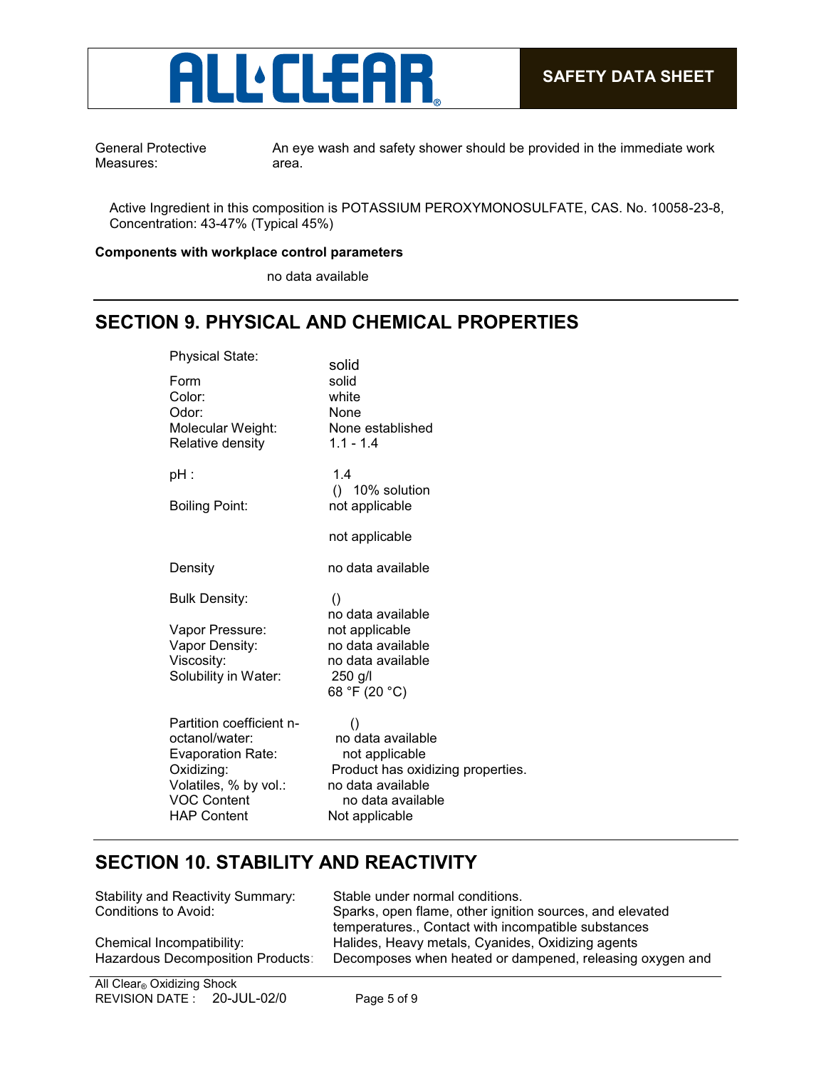| | |
|---|---|
| General Protective Measures: | An eye wash and safety shower should be provided in the immediate work area. |

Active Ingredient in this composition is POTASSIUM PEROXYMONOSULFATE, CAS. No. 10058-23-8, Concentration: 43-47% (Typical 45%)

**Components with workplace control parameters**

no data available

## SECTION 9. PHYSICAL AND CHEMICAL PROPERTIES

| | |
|---|---|
| Physical State: | solid |
| Form | solid |
| Color: | white |
| Odor: | None |
| Molecular Weight: | None established |
| Relative density | 1.1 - 1.4 |
| pH : | 1.4<br>() 10% solution |
| Boiling Point: | not applicable |
| | not applicable |
| Density | no data available |
| Bulk Density: | ()<br>no data available |
| Vapor Pressure: | not applicable |
| Vapor Density: | no data available |
| Viscosity: | no data available |
| Solubility in Water: | 250 g/l<br>68 °F (20 °C) |
| Partition coefficient n-octanol/water: | ()<br>no data available |
| Evaporation Rate: | not applicable |
| Oxidizing: | Product has oxidizing properties. |
| Volatiles, % by vol.: | no data available |
| VOC Content | no data available |
| HAP Content | Not applicable |

## SECTION 10. STABILITY AND REACTIVITY

| | |
|---|---|
| Stability and Reactivity Summary: | Stable under normal conditions. |
| Conditions to Avoid: | Sparks, open flame, other ignition sources, and elevated temperatures., Contact with incompatible substances |
| Chemical Incompatibility: | Halides, Heavy metals, Cyanides, Oxidizing agents |
| Hazardous Decomposition Products: | Decomposes when heated or dampened, releasing oxygen and |

All Clear® Oxidizing Shock
REVISION DATE : 20-JUL-02/0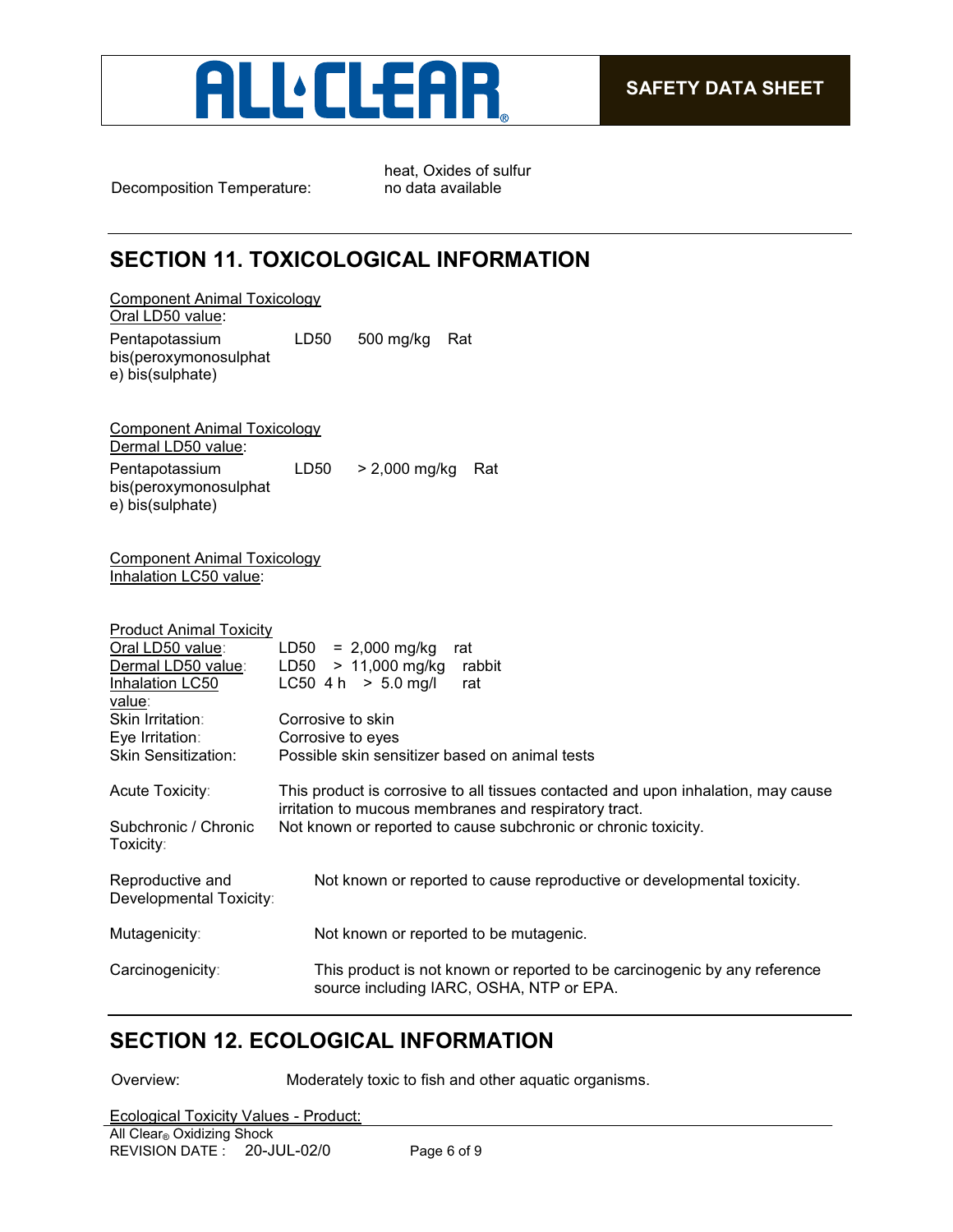Decomposition Temperature: heat, Oxides of sulfur
no data available

## SECTION 11. TOXICOLOGICAL INFORMATION

Component Animal Toxicology
Oral LD50 value:

| | | | |
|---|---|---|---|
| Pentapotassium bis(peroxymonosulphate) bis(sulphate) | LD50 | 500 mg/kg | Rat |

Component Animal Toxicology
Dermal LD50 value:

| | | | |
|---|---|---|---|
| Pentapotassium bis(peroxymonosulphate) bis(sulphate) | LD50 | > 2,000 mg/kg | Rat |

Component Animal Toxicology
Inhalation LC50 value:

Product Animal Toxicity

| | |
|---|---|
| Oral LD50 value: | LD50 = 2,000 mg/kg rat |
| Dermal LD50 value: | LD50 > 11,000 mg/kg rabbit |
| Inhalation LC50 value: | LC50 4 h > 5.0 mg/l rat |
| Skin Irritation: | Corrosive to skin |
| Eye Irritation: | Corrosive to eyes |
| Skin Sensitization: | Possible skin sensitizer based on animal tests |
| Acute Toxicity: | This product is corrosive to all tissues contacted and upon inhalation, may cause irritation to mucous membranes and respiratory tract. |
| Subchronic / Chronic Toxicity: | Not known or reported to cause subchronic or chronic toxicity. |
| Reproductive and Developmental Toxicity: | Not known or reported to cause reproductive or developmental toxicity. |
| Mutagenicity: | Not known or reported to be mutagenic. |
| Carcinogenicity: | This product is not known or reported to be carcinogenic by any reference source including IARC, OSHA, NTP or EPA. |

## SECTION 12. ECOLOGICAL INFORMATION

Overview: Moderately toxic to fish and other aquatic organisms.

Ecological Toxicity Values - Product: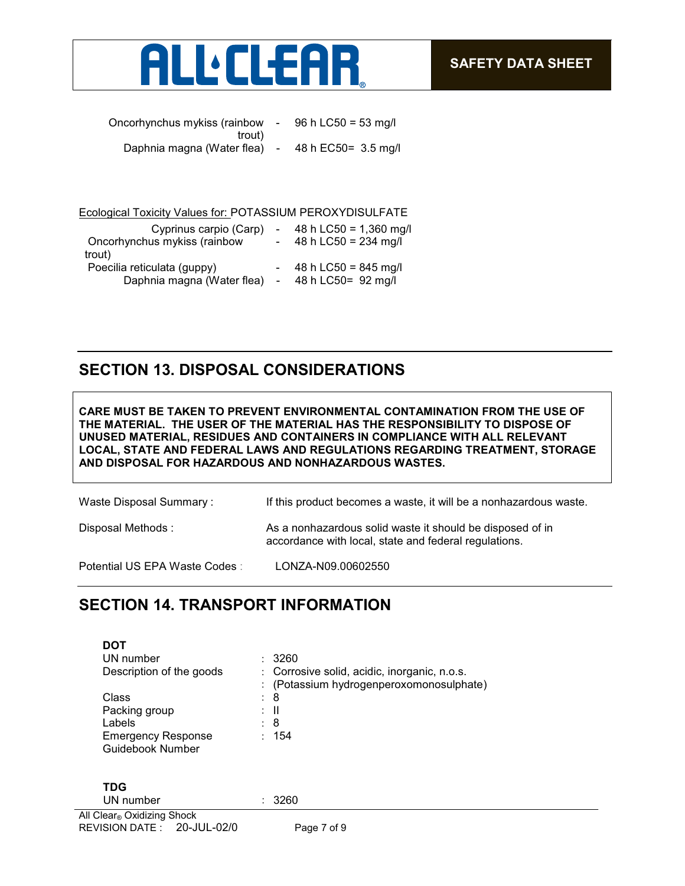| | | |
|---|---|---|
| Oncorhynchus mykiss (rainbow trout) | - | 96 h LC50 = 53 mg/l |
| Daphnia magna (Water flea) | - | 48 h EC50= 3.5 mg/l |

Ecological Toxicity Values for: POTASSIUM PEROXYDISULFATE

| | | |
|---|---|---|
| Cyprinus carpio (Carp) | - | 48 h LC50 = 1,360 mg/l |
| Oncorhynchus mykiss (rainbow trout) | - | 48 h LC50 = 234 mg/l |
| Poecilia reticulata (guppy) | - | 48 h LC50 = 845 mg/l |
| Daphnia magna (Water flea) | - | 48 h LC50= 92 mg/l |

## SECTION 13. DISPOSAL CONSIDERATIONS

**CARE MUST BE TAKEN TO PREVENT ENVIRONMENTAL CONTAMINATION FROM THE USE OF THE MATERIAL. THE USER OF THE MATERIAL HAS THE RESPONSIBILITY TO DISPOSE OF UNUSED MATERIAL, RESIDUES AND CONTAINERS IN COMPLIANCE WITH ALL RELEVANT LOCAL, STATE AND FEDERAL LAWS AND REGULATIONS REGARDING TREATMENT, STORAGE AND DISPOSAL FOR HAZARDOUS AND NONHAZARDOUS WASTES.**

| | |
|---|---|
| Waste Disposal Summary : | If this product becomes a waste, it will be a nonhazardous waste. |
| Disposal Methods : | As a nonhazardous solid waste it should be disposed of in accordance with local, state and federal regulations. |
| Potential US EPA Waste Codes : | LONZA-N09.00602550 |

## SECTION 14. TRANSPORT INFORMATION

**DOT**

| | |
|---|---|
| UN number | : 3260 |
| Description of the goods | : Corrosive solid, acidic, inorganic, n.o.s. |
| | : (Potassium hydrogenperoxomonosulphate) |
| Class | : 8 |
| Packing group | : II |
| Labels | : 8 |
| Emergency Response Guidebook Number | : 154 |

**TDG**

| | |
|---|---|
| UN number | : 3260 |

All Clear® Oxidizing Shock
REVISION DATE : 20-JUL-02/0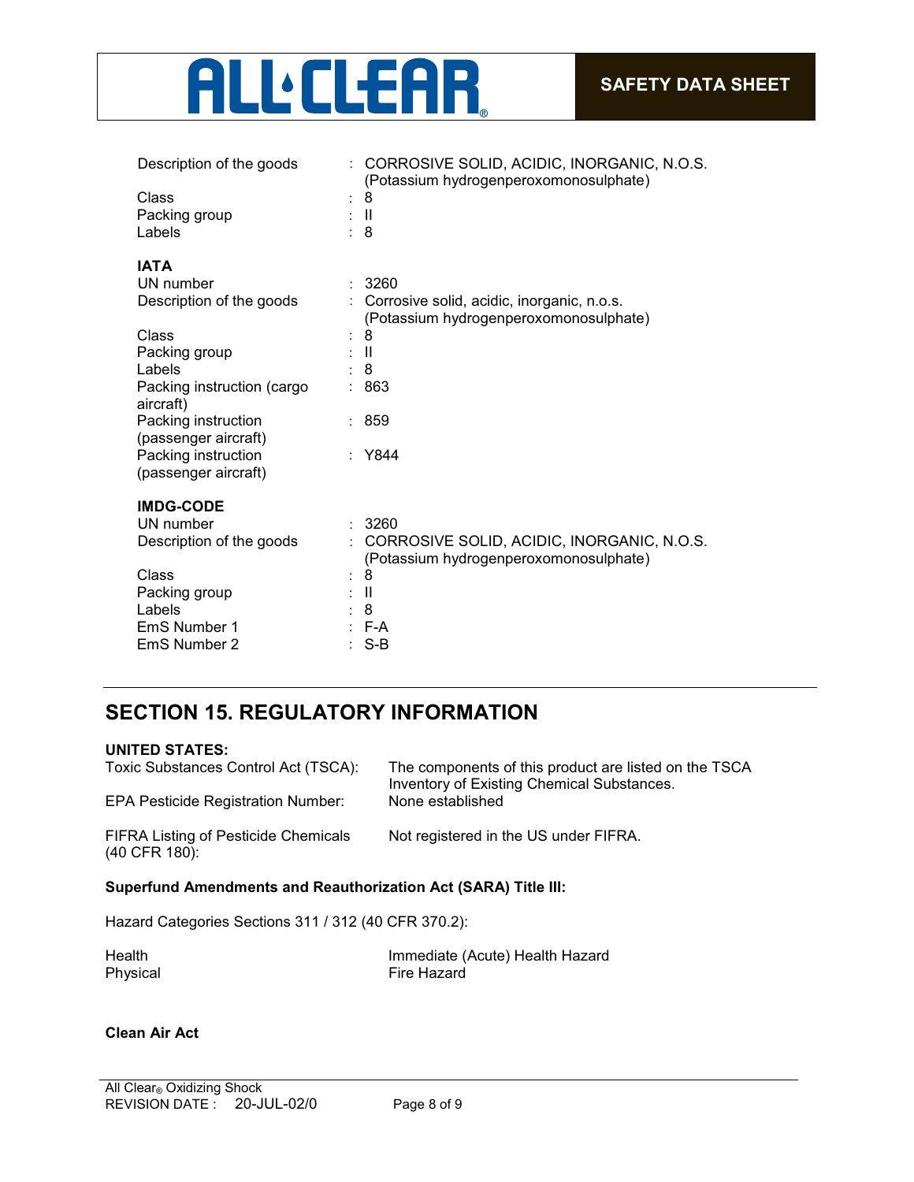| | | |
|---|---|---|
| Description of the goods | : | CORROSIVE SOLID, ACIDIC, INORGANIC, N.O.S. (Potassium hydrogenperoxomonosulphate) |
| Class | : | 8 |
| Packing group | : | II |
| Labels | : | 8 |

**IATA**

| | | |
|---|---|---|
| UN number | : | 3260 |
| Description of the goods | : | Corrosive solid, acidic, inorganic, n.o.s. (Potassium hydrogenperoxomonosulphate) |
| Class | : | 8 |
| Packing group | : | II |
| Labels | : | 8 |
| Packing instruction (cargo aircraft) | : | 863 |
| Packing instruction (passenger aircraft) | : | 859 |
| Packing instruction (passenger aircraft) | : | Y844 |

**IMDG-CODE**

| | | |
|---|---|---|
| UN number | : | 3260 |
| Description of the goods | : | CORROSIVE SOLID, ACIDIC, INORGANIC, N.O.S. (Potassium hydrogenperoxomonosulphate) |
| Class | : | 8 |
| Packing group | : | II |
| Labels | : | 8 |
| EmS Number 1 | : | F-A |
| EmS Number 2 | : | S-B |

## SECTION 15. REGULATORY INFORMATION

**UNITED STATES:**

| | |
|---|---|
| Toxic Substances Control Act (TSCA): | The components of this product are listed on the TSCA Inventory of Existing Chemical Substances. |
| EPA Pesticide Registration Number: | None established |
| FIFRA Listing of Pesticide Chemicals (40 CFR 180): | Not registered in the US under FIFRA. |

**Superfund Amendments and Reauthorization Act (SARA) Title III:**

Hazard Categories Sections 311 / 312 (40 CFR 370.2):

| | |
|---|---|
| Health | Immediate (Acute) Health Hazard |
| Physical | Fire Hazard |

**Clean Air Act**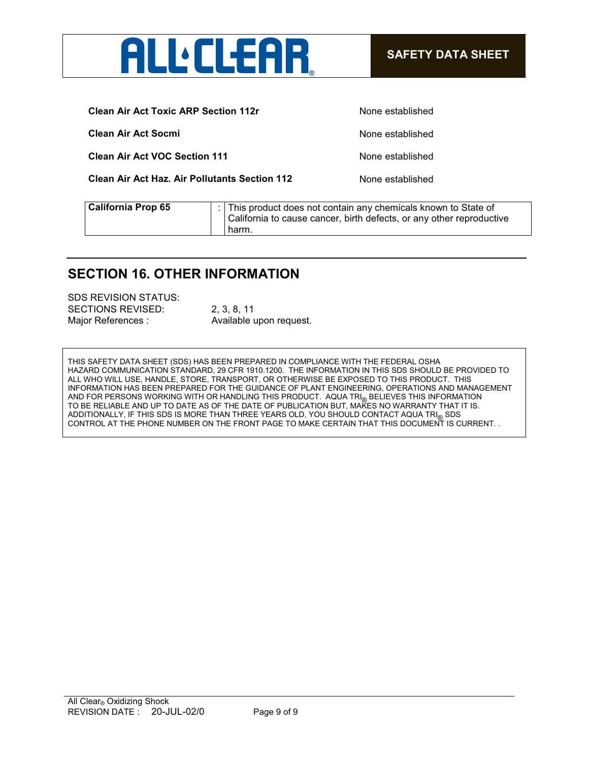| | |
|---|---|
| **Clean Air Act Toxic ARP Section 112r** | None established |
| **Clean Air Act Socmi** | None established |
| **Clean Air Act VOC Section 111** | None established |
| **Clean Air Act Haz. Air Pollutants Section 112** | None established |

| | | |
|---|---|---|
| **California Prop 65** | : | This product does not contain any chemicals known to State of California to cause cancer, birth defects, or any other reproductive harm. |

## SECTION 16. OTHER INFORMATION

SDS REVISION STATUS:
SECTIONS REVISED: 2, 3, 8, 11
Major References : Available upon request.

THIS SAFETY DATA SHEET (SDS) HAS BEEN PREPARED IN COMPLIANCE WITH THE FEDERAL OSHA HAZARD COMMUNICATION STANDARD, 29 CFR 1910.1200. THE INFORMATION IN THIS SDS SHOULD BE PROVIDED TO ALL WHO WILL USE, HANDLE, STORE, TRANSPORT, OR OTHERWISE BE EXPOSED TO THIS PRODUCT. THIS INFORMATION HAS BEEN PREPARED FOR THE GUIDANCE OF PLANT ENGINEERING, OPERATIONS AND MANAGEMENT AND FOR PERSONS WORKING WITH OR HANDLING THIS PRODUCT. AQUA TRI® BELIEVES THIS INFORMATION TO BE RELIABLE AND UP TO DATE AS OF THE DATE OF PUBLICATION BUT, MAKES NO WARRANTY THAT IT IS. ADDITIONALLY, IF THIS SDS IS MORE THAN THREE YEARS OLD, YOU SHOULD CONTACT AQUA TRI® SDS CONTROL AT THE PHONE NUMBER ON THE FRONT PAGE TO MAKE CERTAIN THAT THIS DOCUMENT IS CURRENT. .